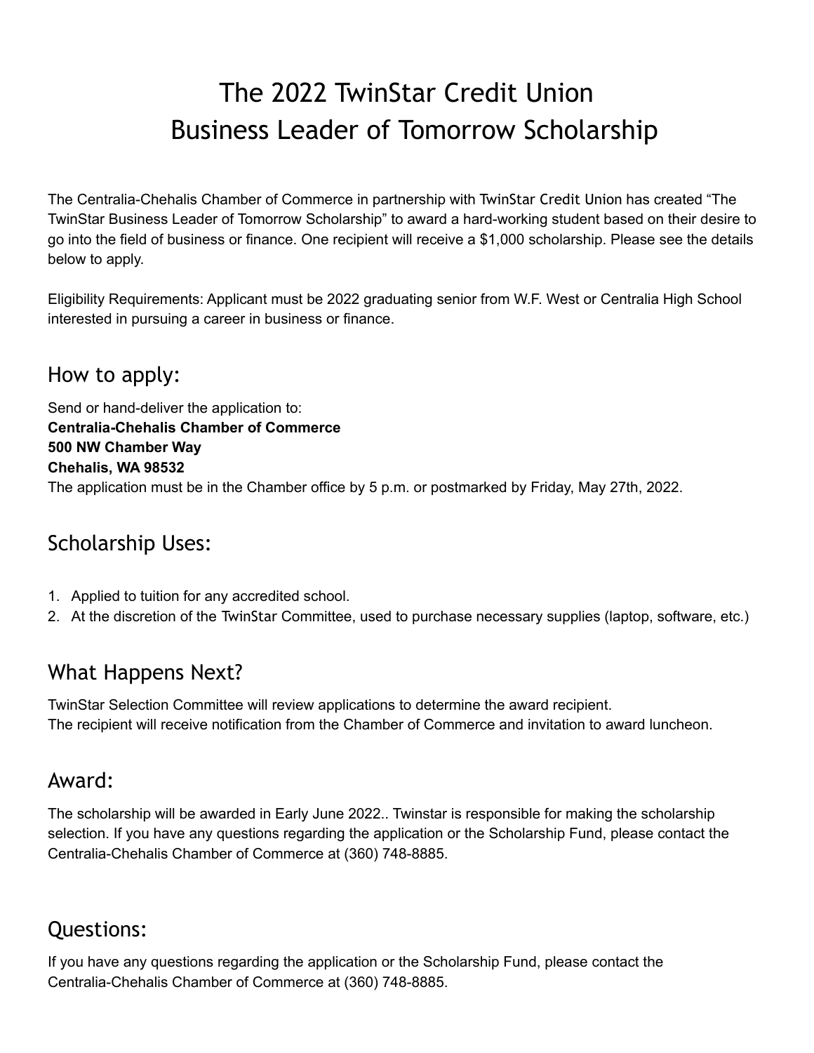# The 2022 TwinStar Credit Union Business Leader of Tomorrow Scholarship

The Centralia-Chehalis Chamber of Commerce in partnership with TwinStar Credit Union has created "The TwinStar Business Leader of Tomorrow Scholarship" to award a hard-working student based on their desire to go into the field of business or finance. One recipient will receive a $1,000 scholarship. Please see the details below to apply.

Eligibility Requirements: Applicant must be 2022 graduating senior from W.F. West or Centralia High School interested in pursuing a career in business or finance.

## How to apply:

Send or hand-deliver the application to:
**Centralia-Chehalis Chamber of Commerce**
**500 NW Chamber Way**
**Chehalis, WA 98532**
The application must be in the Chamber office by 5 p.m. or postmarked by Friday, May 27th, 2022.

## Scholarship Uses:

1. Applied to tuition for any accredited school.
2. At the discretion of the TwinStar Committee, used to purchase necessary supplies (laptop, software, etc.)

## What Happens Next?

TwinStar Selection Committee will review applications to determine the award recipient.
The recipient will receive notification from the Chamber of Commerce and invitation to award luncheon.

## Award:

The scholarship will be awarded in Early June 2022.. Twinstar is responsible for making the scholarship selection. If you have any questions regarding the application or the Scholarship Fund, please contact the Centralia-Chehalis Chamber of Commerce at (360) 748-8885.

## Questions:

If you have any questions regarding the application or the Scholarship Fund, please contact the Centralia-Chehalis Chamber of Commerce at (360) 748-8885.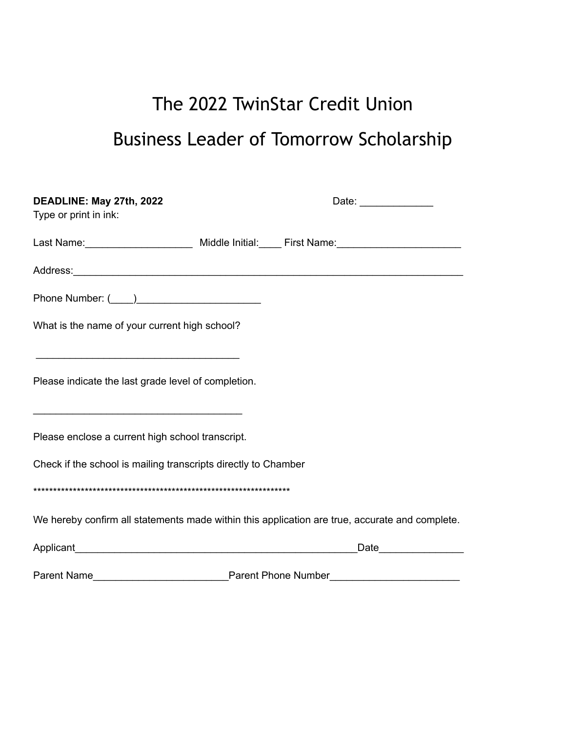# The 2022 TwinStar Credit Union

# Business Leader of Tomorrow Scholarship

**DEADLINE: May 27th, 2022** Date: _____________

Type or print in ink:

Last Name:___________________ Middle Initial:____ First Name:______________________

Address:_______________________________________________________________________

Phone Number: (____)______________________

What is the name of your current high school?

____________________________________

Please indicate the last grade level of completion.

_____________________________________

Please enclose a current high school transcript.

Check if the school is mailing transcripts directly to Chamber

******************************************************************

We hereby confirm all statements made within this application are true, accurate and complete.

Applicant__________________________________________________Date_______________

Parent Name________________________Parent Phone Number_______________________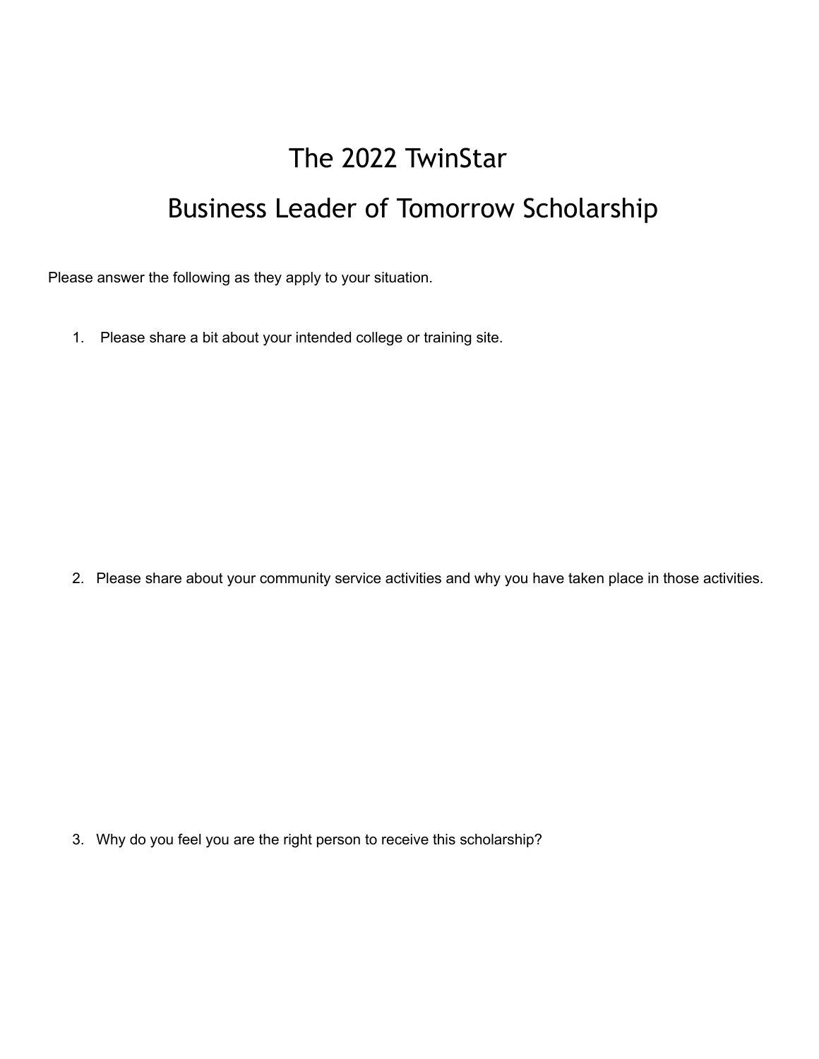# The 2022 TwinStar

# Business Leader of Tomorrow Scholarship

Please answer the following as they apply to your situation.

1. Please share a bit about your intended college or training site.

2. Please share about your community service activities and why you have taken place in those activities.

3. Why do you feel you are the right person to receive this scholarship?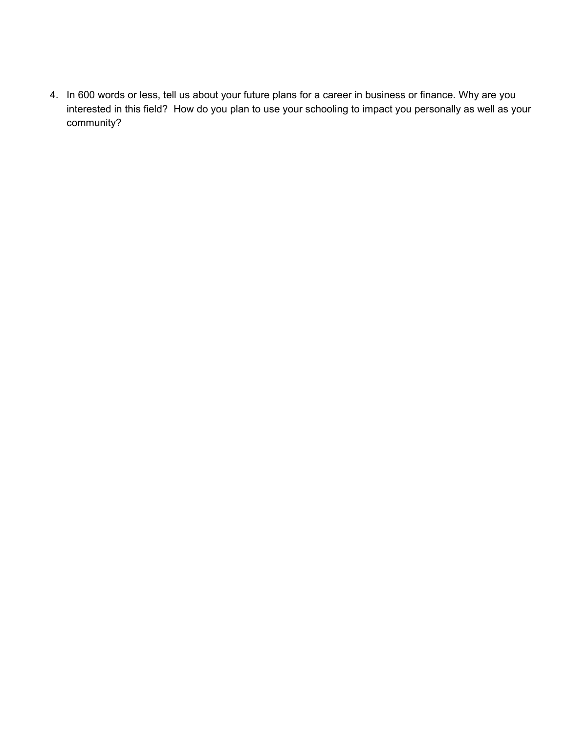4. In 600 words or less, tell us about your future plans for a career in business or finance. Why are you interested in this field? How do you plan to use your schooling to impact you personally as well as your community?